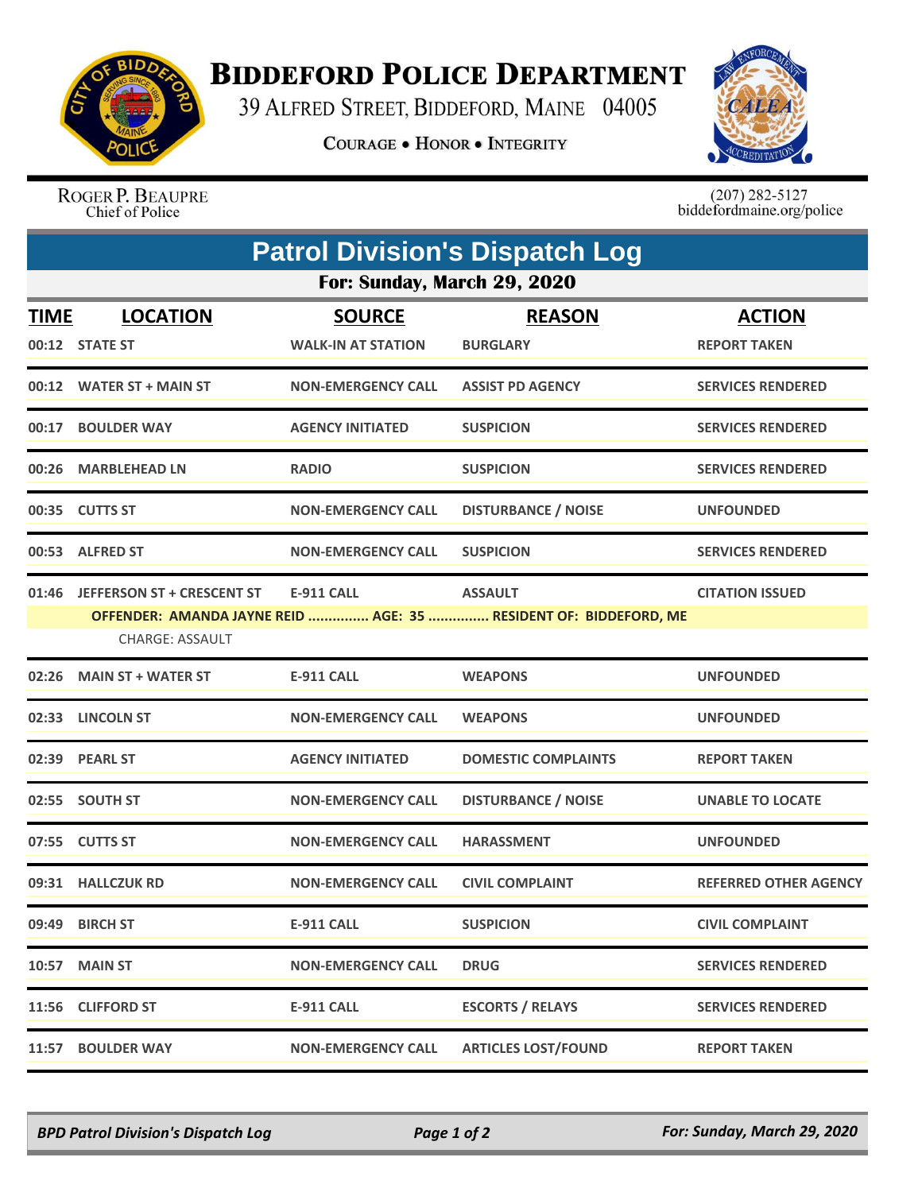# BIDDEFORD POLICE DEPARTMENT

39 ALFRED STREET, BIDDEFORD, MAINE 04005

COURAGE • HONOR • INTEGRITY

ROGER P. BEAUPRE
Chief of Police

(207) 282-5127
biddefordmaine.org/police

## Patrol Division's Dispatch Log

### For: Sunday, March 29, 2020

| TIME | LOCATION | SOURCE | REASON | ACTION |
|---|---|---|---|---|
| 00:12 | STATE ST | WALK-IN AT STATION | BURGLARY | REPORT TAKEN |
| 00:12 | WATER ST + MAIN ST | NON-EMERGENCY CALL | ASSIST PD AGENCY | SERVICES RENDERED |
| 00:17 | BOULDER WAY | AGENCY INITIATED | SUSPICION | SERVICES RENDERED |
| 00:26 | MARBLEHEAD LN | RADIO | SUSPICION | SERVICES RENDERED |
| 00:35 | CUTTS ST | NON-EMERGENCY CALL | DISTURBANCE / NOISE | UNFOUNDED |
| 00:53 | ALFRED ST | NON-EMERGENCY CALL | SUSPICION | SERVICES RENDERED |
| 01:46 | JEFFERSON ST + CRESCENT ST | E-911 CALL | ASSAULT | CITATION ISSUED |
| | OFFENDER: AMANDA JAYNE REID ............... AGE: 35 ............... RESIDENT OF: BIDDEFORD, ME | | | |
| | CHARGE: ASSAULT | | | |
| 02:26 | MAIN ST + WATER ST | E-911 CALL | WEAPONS | UNFOUNDED |
| 02:33 | LINCOLN ST | NON-EMERGENCY CALL | WEAPONS | UNFOUNDED |
| 02:39 | PEARL ST | AGENCY INITIATED | DOMESTIC COMPLAINTS | REPORT TAKEN |
| 02:55 | SOUTH ST | NON-EMERGENCY CALL | DISTURBANCE / NOISE | UNABLE TO LOCATE |
| 07:55 | CUTTS ST | NON-EMERGENCY CALL | HARASSMENT | UNFOUNDED |
| 09:31 | HALLCZUK RD | NON-EMERGENCY CALL | CIVIL COMPLAINT | REFERRED OTHER AGENCY |
| 09:49 | BIRCH ST | E-911 CALL | SUSPICION | CIVIL COMPLAINT |
| 10:57 | MAIN ST | NON-EMERGENCY CALL | DRUG | SERVICES RENDERED |
| 11:56 | CLIFFORD ST | E-911 CALL | ESCORTS / RELAYS | SERVICES RENDERED |
| 11:57 | BOULDER WAY | NON-EMERGENCY CALL | ARTICLES LOST/FOUND | REPORT TAKEN |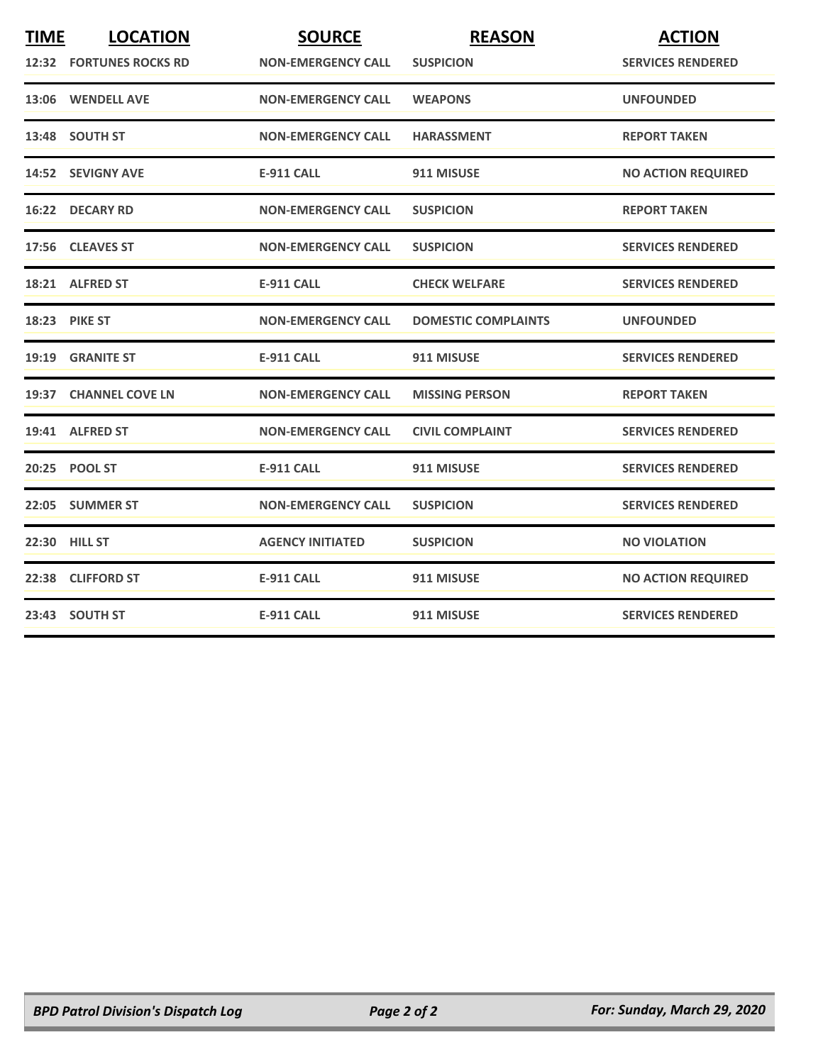| TIME | LOCATION | SOURCE | REASON | ACTION |
|---|---|---|---|---|
| 12:32 | FORTUNES ROCKS RD | NON-EMERGENCY CALL | SUSPICION | SERVICES RENDERED |
| 13:06 | WENDELL AVE | NON-EMERGENCY CALL | WEAPONS | UNFOUNDED |
| 13:48 | SOUTH ST | NON-EMERGENCY CALL | HARASSMENT | REPORT TAKEN |
| 14:52 | SEVIGNY AVE | E-911 CALL | 911 MISUSE | NO ACTION REQUIRED |
| 16:22 | DECARY RD | NON-EMERGENCY CALL | SUSPICION | REPORT TAKEN |
| 17:56 | CLEAVES ST | NON-EMERGENCY CALL | SUSPICION | SERVICES RENDERED |
| 18:21 | ALFRED ST | E-911 CALL | CHECK WELFARE | SERVICES RENDERED |
| 18:23 | PIKE ST | NON-EMERGENCY CALL | DOMESTIC COMPLAINTS | UNFOUNDED |
| 19:19 | GRANITE ST | E-911 CALL | 911 MISUSE | SERVICES RENDERED |
| 19:37 | CHANNEL COVE LN | NON-EMERGENCY CALL | MISSING PERSON | REPORT TAKEN |
| 19:41 | ALFRED ST | NON-EMERGENCY CALL | CIVIL COMPLAINT | SERVICES RENDERED |
| 20:25 | POOL ST | E-911 CALL | 911 MISUSE | SERVICES RENDERED |
| 22:05 | SUMMER ST | NON-EMERGENCY CALL | SUSPICION | SERVICES RENDERED |
| 22:30 | HILL ST | AGENCY INITIATED | SUSPICION | NO VIOLATION |
| 22:38 | CLIFFORD ST | E-911 CALL | 911 MISUSE | NO ACTION REQUIRED |
| 23:43 | SOUTH ST | E-911 CALL | 911 MISUSE | SERVICES RENDERED |